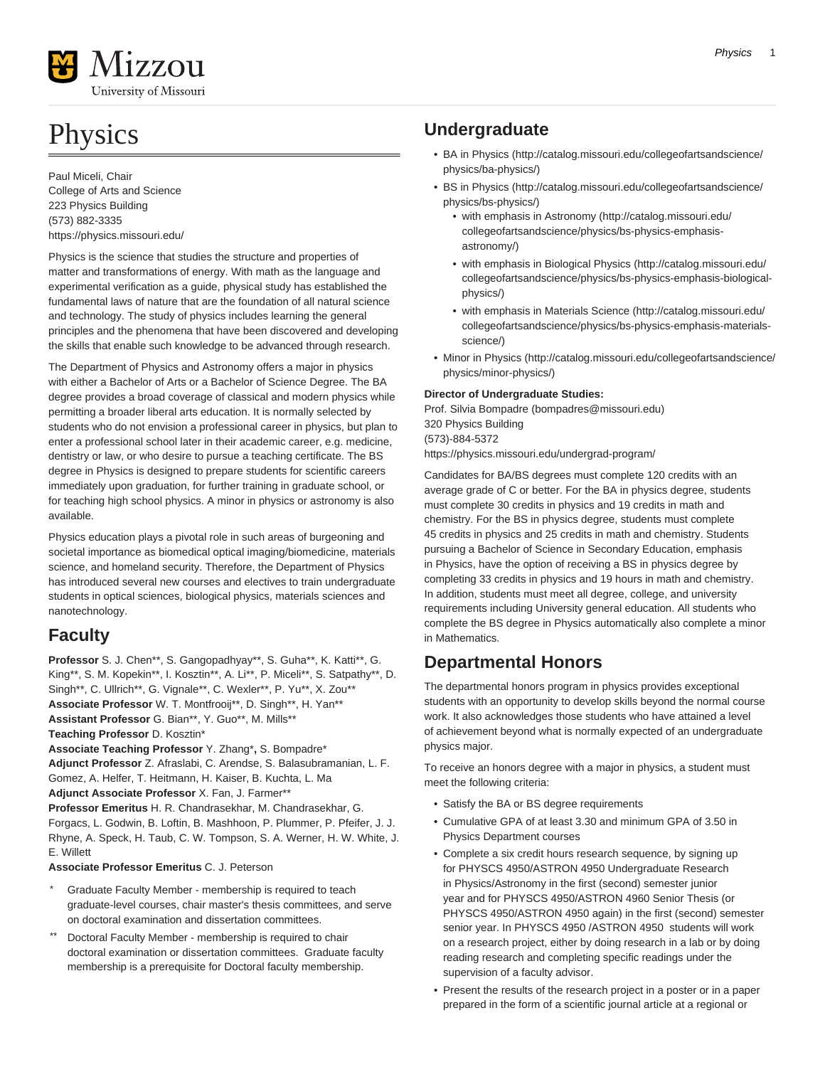# Physics

Paul Miceli, Chair
College of Arts and Science
223 Physics Building
(573) 882-3335
https://physics.missouri.edu/

Physics is the science that studies the structure and properties of matter and transformations of energy. With math as the language and experimental verification as a guide, physical study has established the fundamental laws of nature that are the foundation of all natural science and technology. The study of physics includes learning the general principles and the phenomena that have been discovered and developing the skills that enable such knowledge to be advanced through research.

The Department of Physics and Astronomy offers a major in physics with either a Bachelor of Arts or a Bachelor of Science Degree. The BA degree provides a broad coverage of classical and modern physics while permitting a broader liberal arts education. It is normally selected by students who do not envision a professional career in physics, but plan to enter a professional school later in their academic career, e.g. medicine, dentistry or law, or who desire to pursue a teaching certificate. The BS degree in Physics is designed to prepare students for scientific careers immediately upon graduation, for further training in graduate school, or for teaching high school physics. A minor in physics or astronomy is also available.

Physics education plays a pivotal role in such areas of burgeoning and societal importance as biomedical optical imaging/biomedicine, materials science, and homeland security. Therefore, the Department of Physics has introduced several new courses and electives to train undergraduate students in optical sciences, biological physics, materials sciences and nanotechnology.

## Faculty

**Professor** S. J. Chen**, S. Gangopadhyay**, S. Guha**, K. Katti**, G. King**, S. M. Kopekin**, I. Kosztin**, A. Li**, P. Miceli**, S. Satpathy**, D. Singh**, C. Ullrich**, G. Vignale**, C. Wexler**, P. Yu**, X. Zou**
**Associate Professor** W. T. Montfrooij**, D. Singh**, H. Yan**
**Assistant Professor** G. Bian**, Y. Guo**, M. Mills**
**Teaching Professor** D. Kosztin*
**Associate Teaching Professor** Y. Zhang*, S. Bompadre*
**Adjunct Professor** Z. Afraslabi, C. Arendse, S. Balasubramanian, L. F. Gomez, A. Helfer, T. Heitmann, H. Kaiser, B. Kuchta, L. Ma
**Adjunct Associate Professor** X. Fan, J. Farmer**
**Professor Emeritus** H. R. Chandrasekhar, M. Chandrasekhar, G. Forgacs, L. Godwin, B. Loftin, B. Mashhoon, P. Plummer, P. Pfeifer, J. J. Rhyne, A. Speck, H. Taub, C. W. Tompson, S. A. Werner, H. W. White, J. E. Willett
**Associate Professor Emeritus** C. J. Peterson

- \* Graduate Faculty Member - membership is required to teach graduate-level courses, chair master's thesis committees, and serve on doctoral examination and dissertation committees.
- \*\* Doctoral Faculty Member - membership is required to chair doctoral examination or dissertation committees. Graduate faculty membership is a prerequisite for Doctoral faculty membership.

## Undergraduate

- BA in Physics (http://catalog.missouri.edu/collegeofartsandscience/physics/ba-physics/)
- BS in Physics (http://catalog.missouri.edu/collegeofartsandscience/physics/bs-physics/)
  - with emphasis in Astronomy (http://catalog.missouri.edu/collegeofartsandscience/physics/bs-physics-emphasis-astronomy/)
  - with emphasis in Biological Physics (http://catalog.missouri.edu/collegeofartsandscience/physics/bs-physics-emphasis-biological-physics/)
  - with emphasis in Materials Science (http://catalog.missouri.edu/collegeofartsandscience/physics/bs-physics-emphasis-materials-science/)
- Minor in Physics (http://catalog.missouri.edu/collegeofartsandscience/physics/minor-physics/)

**Director of Undergraduate Studies:**
Prof. Silvia Bompadre (bompadres@missouri.edu)
320 Physics Building
(573)-884-5372
https://physics.missouri.edu/undergrad-program/

Candidates for BA/BS degrees must complete 120 credits with an average grade of C or better. For the BA in physics degree, students must complete 30 credits in physics and 19 credits in math and chemistry. For the BS in physics degree, students must complete 45 credits in physics and 25 credits in math and chemistry. Students pursuing a Bachelor of Science in Secondary Education, emphasis in Physics, have the option of receiving a BS in physics degree by completing 33 credits in physics and 19 hours in math and chemistry. In addition, students must meet all degree, college, and university requirements including University general education. All students who complete the BS degree in Physics automatically also complete a minor in Mathematics.

## Departmental Honors

The departmental honors program in physics provides exceptional students with an opportunity to develop skills beyond the normal course work. It also acknowledges those students who have attained a level of achievement beyond what is normally expected of an undergraduate physics major.

To receive an honors degree with a major in physics, a student must meet the following criteria:

- Satisfy the BA or BS degree requirements
- Cumulative GPA of at least 3.30 and minimum GPA of 3.50 in Physics Department courses
- Complete a six credit hours research sequence, by signing up for PHYSCS 4950/ASTRON 4950 Undergraduate Research in Physics/Astronomy in the first (second) semester junior year and for PHYSCS 4950/ASTRON 4960 Senior Thesis (or PHYSCS 4950/ASTRON 4950 again) in the first (second) semester senior year. In PHYSCS 4950 /ASTRON 4950 students will work on a research project, either by doing research in a lab or by doing reading research and completing specific readings under the supervision of a faculty advisor.
- Present the results of the research project in a poster or in a paper prepared in the form of a scientific journal article at a regional or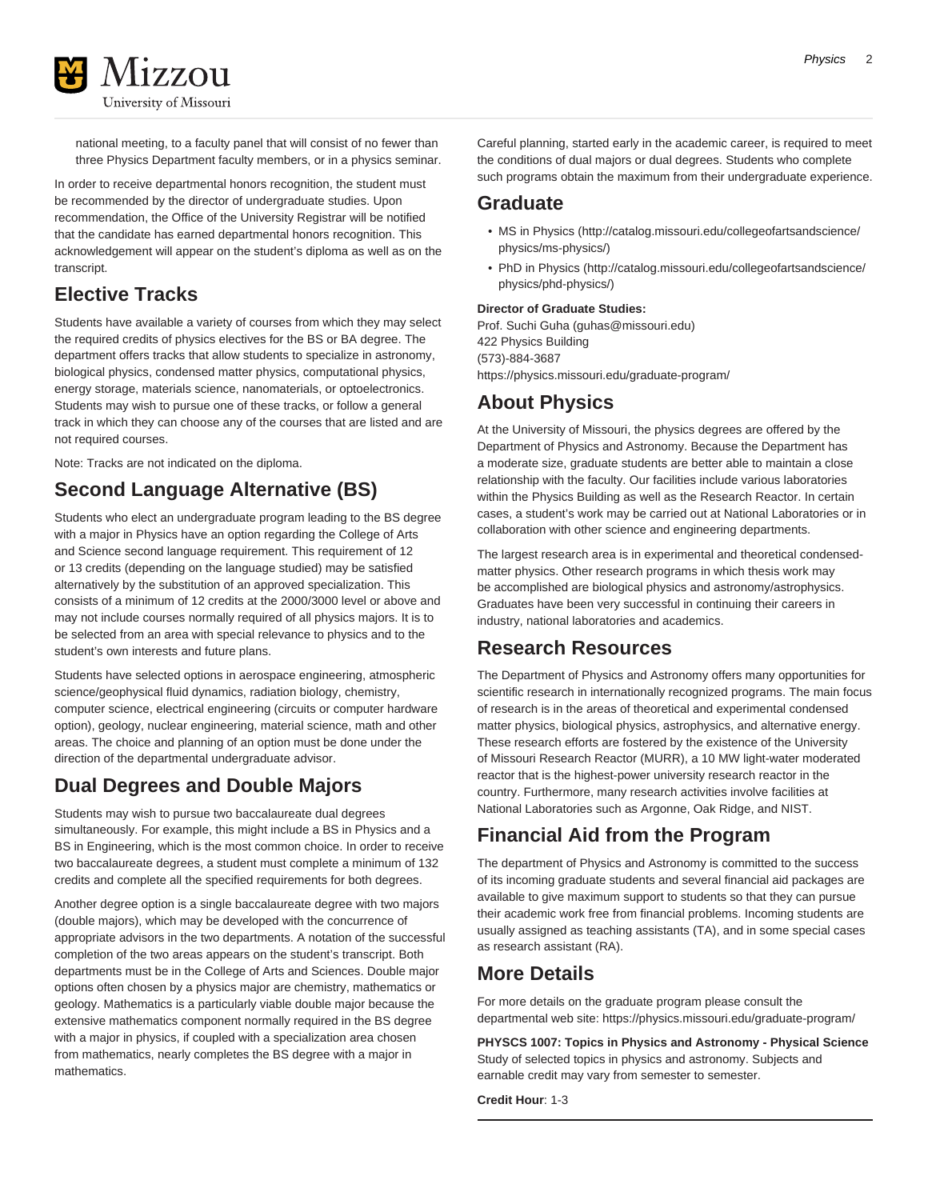national meeting, to a faculty panel that will consist of no fewer than three Physics Department faculty members, or in a physics seminar.

In order to receive departmental honors recognition, the student must be recommended by the director of undergraduate studies. Upon recommendation, the Office of the University Registrar will be notified that the candidate has earned departmental honors recognition. This acknowledgement will appear on the student's diploma as well as on the transcript.

## Elective Tracks

Students have available a variety of courses from which they may select the required credits of physics electives for the BS or BA degree. The department offers tracks that allow students to specialize in astronomy, biological physics, condensed matter physics, computational physics, energy storage, materials science, nanomaterials, or optoelectronics. Students may wish to pursue one of these tracks, or follow a general track in which they can choose any of the courses that are listed and are not required courses.

Note: Tracks are not indicated on the diploma.

## Second Language Alternative (BS)

Students who elect an undergraduate program leading to the BS degree with a major in Physics have an option regarding the College of Arts and Science second language requirement. This requirement of 12 or 13 credits (depending on the language studied) may be satisfied alternatively by the substitution of an approved specialization. This consists of a minimum of 12 credits at the 2000/3000 level or above and may not include courses normally required of all physics majors. It is to be selected from an area with special relevance to physics and to the student's own interests and future plans.

Students have selected options in aerospace engineering, atmospheric science/geophysical fluid dynamics, radiation biology, chemistry, computer science, electrical engineering (circuits or computer hardware option), geology, nuclear engineering, material science, math and other areas. The choice and planning of an option must be done under the direction of the departmental undergraduate advisor.

## Dual Degrees and Double Majors

Students may wish to pursue two baccalaureate dual degrees simultaneously. For example, this might include a BS in Physics and a BS in Engineering, which is the most common choice. In order to receive two baccalaureate degrees, a student must complete a minimum of 132 credits and complete all the specified requirements for both degrees.

Another degree option is a single baccalaureate degree with two majors (double majors), which may be developed with the concurrence of appropriate advisors in the two departments. A notation of the successful completion of the two areas appears on the student's transcript. Both departments must be in the College of Arts and Sciences. Double major options often chosen by a physics major are chemistry, mathematics or geology. Mathematics is a particularly viable double major because the extensive mathematics component normally required in the BS degree with a major in physics, if coupled with a specialization area chosen from mathematics, nearly completes the BS degree with a major in mathematics.

Careful planning, started early in the academic career, is required to meet the conditions of dual majors or dual degrees. Students who complete such programs obtain the maximum from their undergraduate experience.

## Graduate

- MS in Physics (http://catalog.missouri.edu/collegeofartsandscience/physics/ms-physics/)
- PhD in Physics (http://catalog.missouri.edu/collegeofartsandscience/physics/phd-physics/)

**Director of Graduate Studies:**
Prof. Suchi Guha (guhas@missouri.edu)
422 Physics Building
(573)-884-3687
https://physics.missouri.edu/graduate-program/

## About Physics

At the University of Missouri, the physics degrees are offered by the Department of Physics and Astronomy. Because the Department has a moderate size, graduate students are better able to maintain a close relationship with the faculty. Our facilities include various laboratories within the Physics Building as well as the Research Reactor. In certain cases, a student's work may be carried out at National Laboratories or in collaboration with other science and engineering departments.

The largest research area is in experimental and theoretical condensed-matter physics. Other research programs in which thesis work may be accomplished are biological physics and astronomy/astrophysics. Graduates have been very successful in continuing their careers in industry, national laboratories and academics.

## Research Resources

The Department of Physics and Astronomy offers many opportunities for scientific research in internationally recognized programs. The main focus of research is in the areas of theoretical and experimental condensed matter physics, biological physics, astrophysics, and alternative energy. These research efforts are fostered by the existence of the University of Missouri Research Reactor (MURR), a 10 MW light-water moderated reactor that is the highest-power university research reactor in the country. Furthermore, many research activities involve facilities at National Laboratories such as Argonne, Oak Ridge, and NIST.

## Financial Aid from the Program

The department of Physics and Astronomy is committed to the success of its incoming graduate students and several financial aid packages are available to give maximum support to students so that they can pursue their academic work free from financial problems. Incoming students are usually assigned as teaching assistants (TA), and in some special cases as research assistant (RA).

## More Details

For more details on the graduate program please consult the departmental web site: https://physics.missouri.edu/graduate-program/

**PHYSCS 1007: Topics in Physics and Astronomy - Physical Science**
Study of selected topics in physics and astronomy. Subjects and earnable credit may vary from semester to semester.

**Credit Hour**: 1-3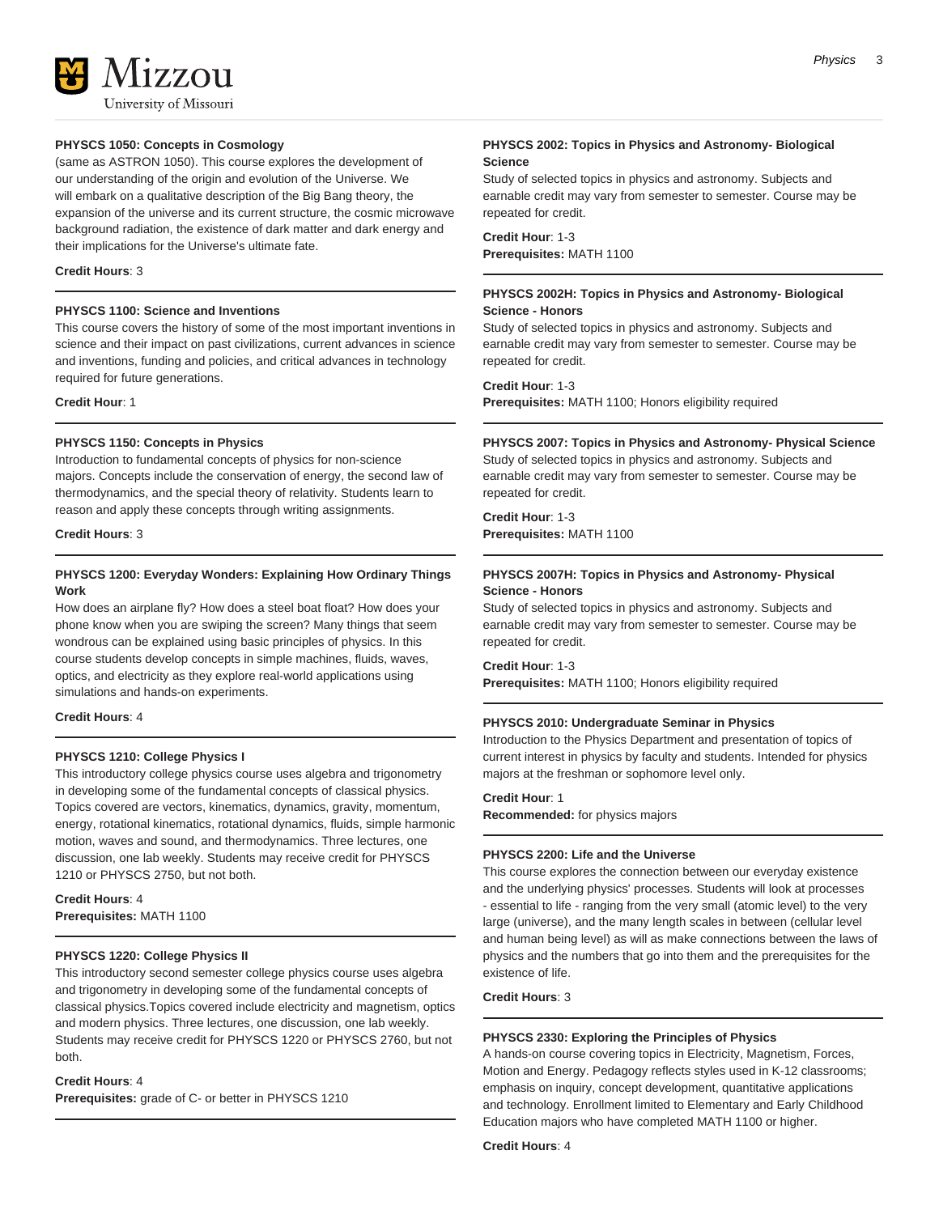**PHYSCS 1050: Concepts in Cosmology**

(same as ASTRON 1050). This course explores the development of our understanding of the origin and evolution of the Universe. We will embark on a qualitative description of the Big Bang theory, the expansion of the universe and its current structure, the cosmic microwave background radiation, the existence of dark matter and dark energy and their implications for the Universe's ultimate fate.

**Credit Hours**: 3

---

**PHYSCS 1100: Science and Inventions**

This course covers the history of some of the most important inventions in science and their impact on past civilizations, current advances in science and inventions, funding and policies, and critical advances in technology required for future generations.

**Credit Hour**: 1

---

**PHYSCS 1150: Concepts in Physics**

Introduction to fundamental concepts of physics for non-science majors. Concepts include the conservation of energy, the second law of thermodynamics, and the special theory of relativity. Students learn to reason and apply these concepts through writing assignments.

**Credit Hours**: 3

---

**PHYSCS 1200: Everyday Wonders: Explaining How Ordinary Things Work**

How does an airplane fly? How does a steel boat float? How does your phone know when you are swiping the screen? Many things that seem wondrous can be explained using basic principles of physics. In this course students develop concepts in simple machines, fluids, waves, optics, and electricity as they explore real-world applications using simulations and hands-on experiments.

**Credit Hours**: 4

---

**PHYSCS 1210: College Physics I**

This introductory college physics course uses algebra and trigonometry in developing some of the fundamental concepts of classical physics. Topics covered are vectors, kinematics, dynamics, gravity, momentum, energy, rotational kinematics, rotational dynamics, fluids, simple harmonic motion, waves and sound, and thermodynamics. Three lectures, one discussion, one lab weekly. Students may receive credit for PHYSCS 1210 or PHYSCS 2750, but not both.

**Credit Hours**: 4
**Prerequisites:** MATH 1100

---

**PHYSCS 1220: College Physics II**

This introductory second semester college physics course uses algebra and trigonometry in developing some of the fundamental concepts of classical physics.Topics covered include electricity and magnetism, optics and modern physics. Three lectures, one discussion, one lab weekly. Students may receive credit for PHYSCS 1220 or PHYSCS 2760, but not both.

**Credit Hours**: 4
**Prerequisites:** grade of C- or better in PHYSCS 1210

---

**PHYSCS 2002: Topics in Physics and Astronomy- Biological Science**

Study of selected topics in physics and astronomy. Subjects and earnable credit may vary from semester to semester. Course may be repeated for credit.

**Credit Hour**: 1-3
**Prerequisites:** MATH 1100

---

**PHYSCS 2002H: Topics in Physics and Astronomy- Biological Science - Honors**

Study of selected topics in physics and astronomy. Subjects and earnable credit may vary from semester to semester. Course may be repeated for credit.

**Credit Hour**: 1-3
**Prerequisites:** MATH 1100; Honors eligibility required

---

**PHYSCS 2007: Topics in Physics and Astronomy- Physical Science**

Study of selected topics in physics and astronomy. Subjects and earnable credit may vary from semester to semester. Course may be repeated for credit.

**Credit Hour**: 1-3
**Prerequisites:** MATH 1100

---

**PHYSCS 2007H: Topics in Physics and Astronomy- Physical Science - Honors**

Study of selected topics in physics and astronomy. Subjects and earnable credit may vary from semester to semester. Course may be repeated for credit.

**Credit Hour**: 1-3
**Prerequisites:** MATH 1100; Honors eligibility required

---

**PHYSCS 2010: Undergraduate Seminar in Physics**

Introduction to the Physics Department and presentation of topics of current interest in physics by faculty and students. Intended for physics majors at the freshman or sophomore level only.

**Credit Hour**: 1
**Recommended:** for physics majors

---

**PHYSCS 2200: Life and the Universe**

This course explores the connection between our everyday existence and the underlying physics' processes. Students will look at processes - essential to life - ranging from the very small (atomic level) to the very large (universe), and the many length scales in between (cellular level and human being level) as will as make connections between the laws of physics and the numbers that go into them and the prerequisites for the existence of life.

**Credit Hours**: 3

---

**PHYSCS 2330: Exploring the Principles of Physics**

A hands-on course covering topics in Electricity, Magnetism, Forces, Motion and Energy. Pedagogy reflects styles used in K-12 classrooms; emphasis on inquiry, concept development, quantitative applications and technology. Enrollment limited to Elementary and Early Childhood Education majors who have completed MATH 1100 or higher.

**Credit Hours**: 4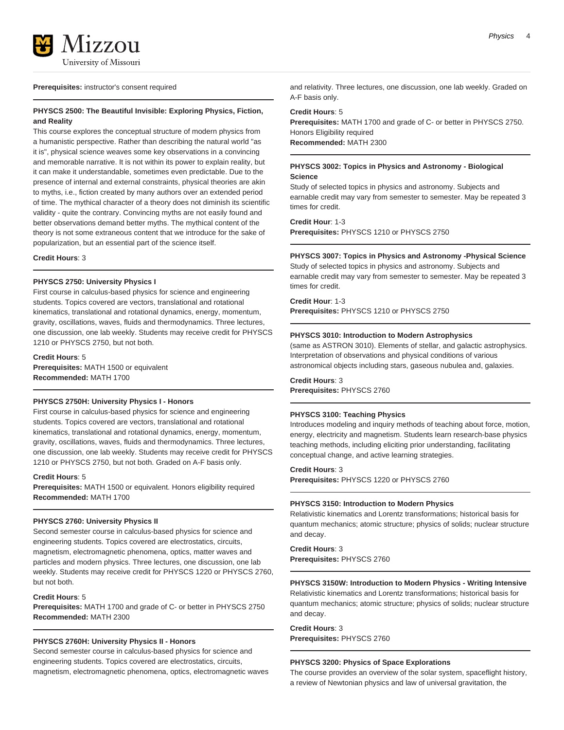**Prerequisites:** instructor's consent required

---

**PHYSCS 2500: The Beautiful Invisible: Exploring Physics, Fiction, and Reality**

This course explores the conceptual structure of modern physics from a humanistic perspective. Rather than describing the natural world "as it is", physical science weaves some key observations in a convincing and memorable narrative. It is not within its power to explain reality, but it can make it understandable, sometimes even predictable. Due to the presence of internal and external constraints, physical theories are akin to myths, i.e., fiction created by many authors over an extended period of time. The mythical character of a theory does not diminish its scientific validity - quite the contrary. Convincing myths are not easily found and better observations demand better myths. The mythical content of the theory is not some extraneous content that we introduce for the sake of popularization, but an essential part of the science itself.

**Credit Hours**: 3

---

**PHYSCS 2750: University Physics I**

First course in calculus-based physics for science and engineering students. Topics covered are vectors, translational and rotational kinematics, translational and rotational dynamics, energy, momentum, gravity, oscillations, waves, fluids and thermodynamics. Three lectures, one discussion, one lab weekly. Students may receive credit for PHYSCS 1210 or PHYSCS 2750, but not both.

**Credit Hours**: 5
**Prerequisites:** MATH 1500 or equivalent
**Recommended:** MATH 1700

---

**PHYSCS 2750H: University Physics I - Honors**

First course in calculus-based physics for science and engineering students. Topics covered are vectors, translational and rotational kinematics, translational and rotational dynamics, energy, momentum, gravity, oscillations, waves, fluids and thermodynamics. Three lectures, one discussion, one lab weekly. Students may receive credit for PHYSCS 1210 or PHYSCS 2750, but not both. Graded on A-F basis only.

**Credit Hours**: 5
**Prerequisites:** MATH 1500 or equivalent. Honors eligibility required
**Recommended:** MATH 1700

---

**PHYSCS 2760: University Physics II**

Second semester course in calculus-based physics for science and engineering students. Topics covered are electrostatics, circuits, magnetism, electromagnetic phenomena, optics, matter waves and particles and modern physics. Three lectures, one discussion, one lab weekly. Students may receive credit for PHYSCS 1220 or PHYSCS 2760, but not both.

**Credit Hours**: 5
**Prerequisites:** MATH 1700 and grade of C- or better in PHYSCS 2750
**Recommended:** MATH 2300

---

**PHYSCS 2760H: University Physics II - Honors**

Second semester course in calculus-based physics for science and engineering students. Topics covered are electrostatics, circuits, magnetism, electromagnetic phenomena, optics, electromagnetic waves and relativity. Three lectures, one discussion, one lab weekly. Graded on A-F basis only.

**Credit Hours**: 5
**Prerequisites:** MATH 1700 and grade of C- or better in PHYSCS 2750. Honors Eligibility required
**Recommended:** MATH 2300

---

**PHYSCS 3002: Topics in Physics and Astronomy - Biological Science**

Study of selected topics in physics and astronomy. Subjects and earnable credit may vary from semester to semester. May be repeated 3 times for credit.

**Credit Hour**: 1-3
**Prerequisites:** PHYSCS 1210 or PHYSCS 2750

---

**PHYSCS 3007: Topics in Physics and Astronomy -Physical Science**

Study of selected topics in physics and astronomy. Subjects and earnable credit may vary from semester to semester. May be repeated 3 times for credit.

**Credit Hour**: 1-3
**Prerequisites:** PHYSCS 1210 or PHYSCS 2750

---

**PHYSCS 3010: Introduction to Modern Astrophysics**

(same as ASTRON 3010). Elements of stellar, and galactic astrophysics. Interpretation of observations and physical conditions of various astronomical objects including stars, gaseous nubulea and, galaxies.

**Credit Hours**: 3
**Prerequisites:** PHYSCS 2760

---

**PHYSCS 3100: Teaching Physics**

Introduces modeling and inquiry methods of teaching about force, motion, energy, electricity and magnetism. Students learn research-base physics teaching methods, including eliciting prior understanding, facilitating conceptual change, and active learning strategies.

**Credit Hours**: 3
**Prerequisites:** PHYSCS 1220 or PHYSCS 2760

---

**PHYSCS 3150: Introduction to Modern Physics**

Relativistic kinematics and Lorentz transformations; historical basis for quantum mechanics; atomic structure; physics of solids; nuclear structure and decay.

**Credit Hours**: 3
**Prerequisites:** PHYSCS 2760

---

**PHYSCS 3150W: Introduction to Modern Physics - Writing Intensive**

Relativistic kinematics and Lorentz transformations; historical basis for quantum mechanics; atomic structure; physics of solids; nuclear structure and decay.

**Credit Hours**: 3
**Prerequisites:** PHYSCS 2760

---

**PHYSCS 3200: Physics of Space Explorations**

The course provides an overview of the solar system, spaceflight history, a review of Newtonian physics and law of universal gravitation, the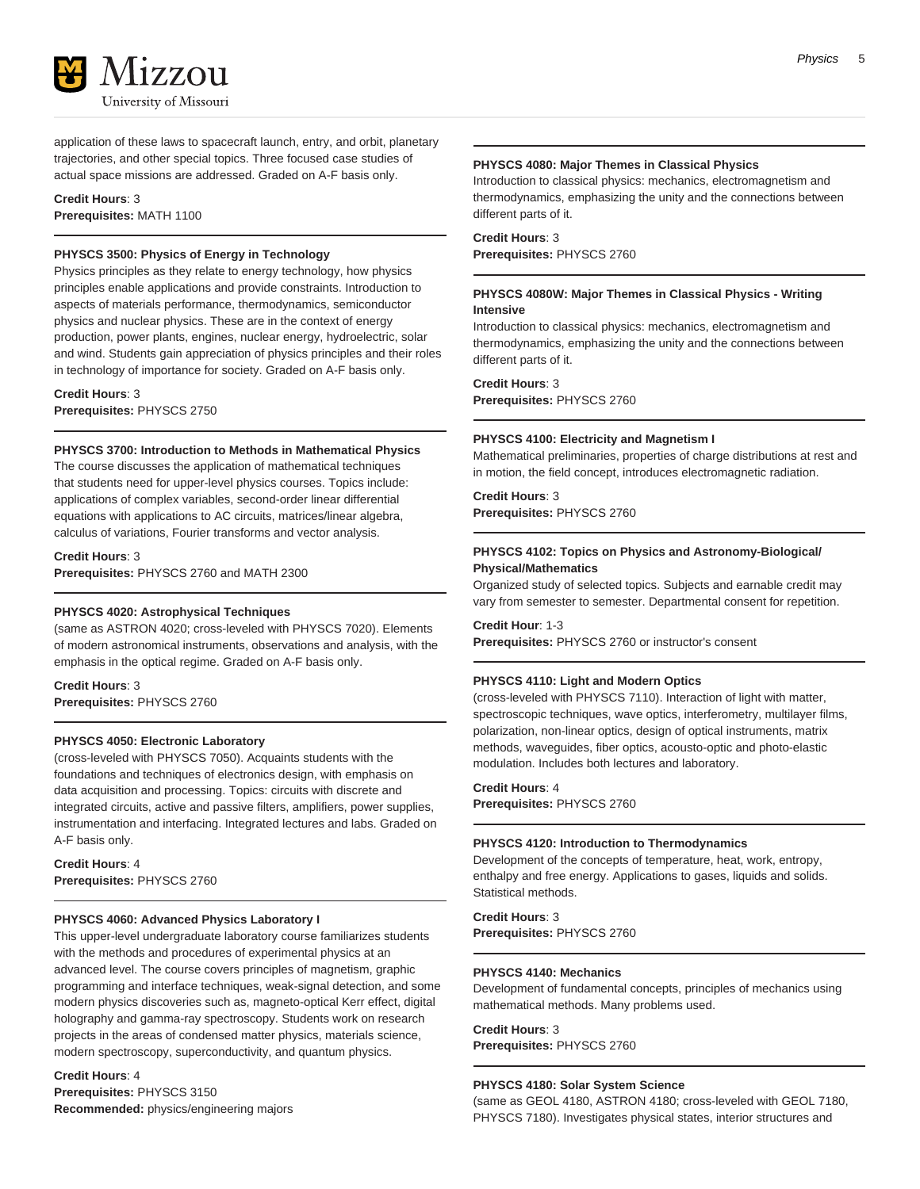application of these laws to spacecraft launch, entry, and orbit, planetary trajectories, and other special topics. Three focused case studies of actual space missions are addressed. Graded on A-F basis only.

**Credit Hours**: 3
**Prerequisites:** MATH 1100

---

**PHYSCS 3500: Physics of Energy in Technology**
Physics principles as they relate to energy technology, how physics principles enable applications and provide constraints. Introduction to aspects of materials performance, thermodynamics, semiconductor physics and nuclear physics. These are in the context of energy production, power plants, engines, nuclear energy, hydroelectric, solar and wind. Students gain appreciation of physics principles and their roles in technology of importance for society. Graded on A-F basis only.

**Credit Hours**: 3
**Prerequisites:** PHYSCS 2750

---

**PHYSCS 3700: Introduction to Methods in Mathematical Physics**
The course discusses the application of mathematical techniques that students need for upper-level physics courses. Topics include: applications of complex variables, second-order linear differential equations with applications to AC circuits, matrices/linear algebra, calculus of variations, Fourier transforms and vector analysis.

**Credit Hours**: 3
**Prerequisites:** PHYSCS 2760 and MATH 2300

---

**PHYSCS 4020: Astrophysical Techniques**
(same as ASTRON 4020; cross-leveled with PHYSCS 7020). Elements of modern astronomical instruments, observations and analysis, with the emphasis in the optical regime. Graded on A-F basis only.

**Credit Hours**: 3
**Prerequisites:** PHYSCS 2760

---

**PHYSCS 4050: Electronic Laboratory**
(cross-leveled with PHYSCS 7050). Acquaints students with the foundations and techniques of electronics design, with emphasis on data acquisition and processing. Topics: circuits with discrete and integrated circuits, active and passive filters, amplifiers, power supplies, instrumentation and interfacing. Integrated lectures and labs. Graded on A-F basis only.

**Credit Hours**: 4
**Prerequisites:** PHYSCS 2760

---

**PHYSCS 4060: Advanced Physics Laboratory I**
This upper-level undergraduate laboratory course familiarizes students with the methods and procedures of experimental physics at an advanced level. The course covers principles of magnetism, graphic programming and interface techniques, weak-signal detection, and some modern physics discoveries such as, magneto-optical Kerr effect, digital holography and gamma-ray spectroscopy. Students work on research projects in the areas of condensed matter physics, materials science, modern spectroscopy, superconductivity, and quantum physics.

**Credit Hours**: 4
**Prerequisites:** PHYSCS 3150
**Recommended:** physics/engineering majors

---

**PHYSCS 4080: Major Themes in Classical Physics**
Introduction to classical physics: mechanics, electromagnetism and thermodynamics, emphasizing the unity and the connections between different parts of it.

**Credit Hours**: 3
**Prerequisites:** PHYSCS 2760

---

**PHYSCS 4080W: Major Themes in Classical Physics - Writing Intensive**
Introduction to classical physics: mechanics, electromagnetism and thermodynamics, emphasizing the unity and the connections between different parts of it.

**Credit Hours**: 3
**Prerequisites:** PHYSCS 2760

---

**PHYSCS 4100: Electricity and Magnetism I**
Mathematical preliminaries, properties of charge distributions at rest and in motion, the field concept, introduces electromagnetic radiation.

**Credit Hours**: 3
**Prerequisites:** PHYSCS 2760

---

**PHYSCS 4102: Topics on Physics and Astronomy-Biological/ Physical/Mathematics**
Organized study of selected topics. Subjects and earnable credit may vary from semester to semester. Departmental consent for repetition.

**Credit Hour**: 1-3
**Prerequisites:** PHYSCS 2760 or instructor's consent

---

**PHYSCS 4110: Light and Modern Optics**
(cross-leveled with PHYSCS 7110). Interaction of light with matter, spectroscopic techniques, wave optics, interferometry, multilayer films, polarization, non-linear optics, design of optical instruments, matrix methods, waveguides, fiber optics, acousto-optic and photo-elastic modulation. Includes both lectures and laboratory.

**Credit Hours**: 4
**Prerequisites:** PHYSCS 2760

---

**PHYSCS 4120: Introduction to Thermodynamics**
Development of the concepts of temperature, heat, work, entropy, enthalpy and free energy. Applications to gases, liquids and solids. Statistical methods.

**Credit Hours**: 3
**Prerequisites:** PHYSCS 2760

---

**PHYSCS 4140: Mechanics**
Development of fundamental concepts, principles of mechanics using mathematical methods. Many problems used.

**Credit Hours**: 3
**Prerequisites:** PHYSCS 2760

---

**PHYSCS 4180: Solar System Science**
(same as GEOL 4180, ASTRON 4180; cross-leveled with GEOL 7180, PHYSCS 7180). Investigates physical states, interior structures and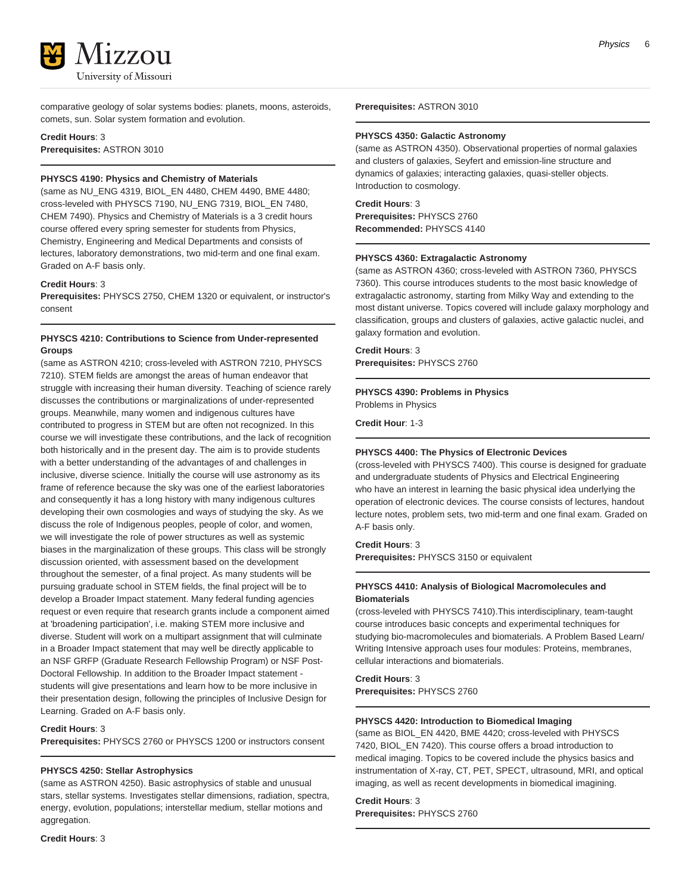comparative geology of solar systems bodies: planets, moons, asteroids, comets, sun. Solar system formation and evolution.

**Credit Hours**: 3
**Prerequisites:** ASTRON 3010

---

**PHYSCS 4190: Physics and Chemistry of Materials**
(same as NU_ENG 4319, BIOL_EN 4480, CHEM 4490, BME 4480; cross-leveled with PHYSCS 7190, NU_ENG 7319, BIOL_EN 7480, CHEM 7490). Physics and Chemistry of Materials is a 3 credit hours course offered every spring semester for students from Physics, Chemistry, Engineering and Medical Departments and consists of lectures, laboratory demonstrations, two mid-term and one final exam. Graded on A-F basis only.

**Credit Hours**: 3
**Prerequisites:** PHYSCS 2750, CHEM 1320 or equivalent, or instructor's consent

---

**PHYSCS 4210: Contributions to Science from Under-represented Groups**
(same as ASTRON 4210; cross-leveled with ASTRON 7210, PHYSCS 7210). STEM fields are amongst the areas of human endeavor that struggle with increasing their human diversity. Teaching of science rarely discusses the contributions or marginalizations of under-represented groups. Meanwhile, many women and indigenous cultures have contributed to progress in STEM but are often not recognized. In this course we will investigate these contributions, and the lack of recognition both historically and in the present day. The aim is to provide students with a better understanding of the advantages of and challenges in inclusive, diverse science. Initially the course will use astronomy as its frame of reference because the sky was one of the earliest laboratories and consequently it has a long history with many indigenous cultures developing their own cosmologies and ways of studying the sky. As we discuss the role of Indigenous peoples, people of color, and women, we will investigate the role of power structures as well as systemic biases in the marginalization of these groups. This class will be strongly discussion oriented, with assessment based on the development throughout the semester, of a final project. As many students will be pursuing graduate school in STEM fields, the final project will be to develop a Broader Impact statement. Many federal funding agencies request or even require that research grants include a component aimed at 'broadening participation', i.e. making STEM more inclusive and diverse. Student will work on a multipart assignment that will culminate in a Broader Impact statement that may well be directly applicable to an NSF GRFP (Graduate Research Fellowship Program) or NSF Post-Doctoral Fellowship. In addition to the Broader Impact statement - students will give presentations and learn how to be more inclusive in their presentation design, following the principles of Inclusive Design for Learning. Graded on A-F basis only.

**Credit Hours**: 3
**Prerequisites:** PHYSCS 2760 or PHYSCS 1200 or instructors consent

---

**PHYSCS 4250: Stellar Astrophysics**
(same as ASTRON 4250). Basic astrophysics of stable and unusual stars, stellar systems. Investigates stellar dimensions, radiation, spectra, energy, evolution, populations; interstellar medium, stellar motions and aggregation.

**Credit Hours**: 3
**Prerequisites:** ASTRON 3010

---

**PHYSCS 4350: Galactic Astronomy**
(same as ASTRON 4350). Observational properties of normal galaxies and clusters of galaxies, Seyfert and emission-line structure and dynamics of galaxies; interacting galaxies, quasi-steller objects. Introduction to cosmology.

**Credit Hours**: 3
**Prerequisites:** PHYSCS 2760
**Recommended:** PHYSCS 4140

---

**PHYSCS 4360: Extragalactic Astronomy**
(same as ASTRON 4360; cross-leveled with ASTRON 7360, PHYSCS 7360). This course introduces students to the most basic knowledge of extragalactic astronomy, starting from Milky Way and extending to the most distant universe. Topics covered will include galaxy morphology and classification, groups and clusters of galaxies, active galactic nuclei, and galaxy formation and evolution.

**Credit Hours**: 3
**Prerequisites:** PHYSCS 2760

---

**PHYSCS 4390: Problems in Physics**
Problems in Physics

**Credit Hour**: 1-3

---

**PHYSCS 4400: The Physics of Electronic Devices**
(cross-leveled with PHYSCS 7400). This course is designed for graduate and undergraduate students of Physics and Electrical Engineering who have an interest in learning the basic physical idea underlying the operation of electronic devices. The course consists of lectures, handout lecture notes, problem sets, two mid-term and one final exam. Graded on A-F basis only.

**Credit Hours**: 3
**Prerequisites:** PHYSCS 3150 or equivalent

---

**PHYSCS 4410: Analysis of Biological Macromolecules and Biomaterials**
(cross-leveled with PHYSCS 7410).This interdisciplinary, team-taught course introduces basic concepts and experimental techniques for studying bio-macromolecules and biomaterials. A Problem Based Learn/Writing Intensive approach uses four modules: Proteins, membranes, cellular interactions and biomaterials.

**Credit Hours**: 3
**Prerequisites:** PHYSCS 2760

---

**PHYSCS 4420: Introduction to Biomedical Imaging**
(same as BIOL_EN 4420, BME 4420; cross-leveled with PHYSCS 7420, BIOL_EN 7420). This course offers a broad introduction to medical imaging. Topics to be covered include the physics basics and instrumentation of X-ray, CT, PET, SPECT, ultrasound, MRI, and optical imaging, as well as recent developments in biomedical imagining.

**Credit Hours**: 3
**Prerequisites:** PHYSCS 2760

---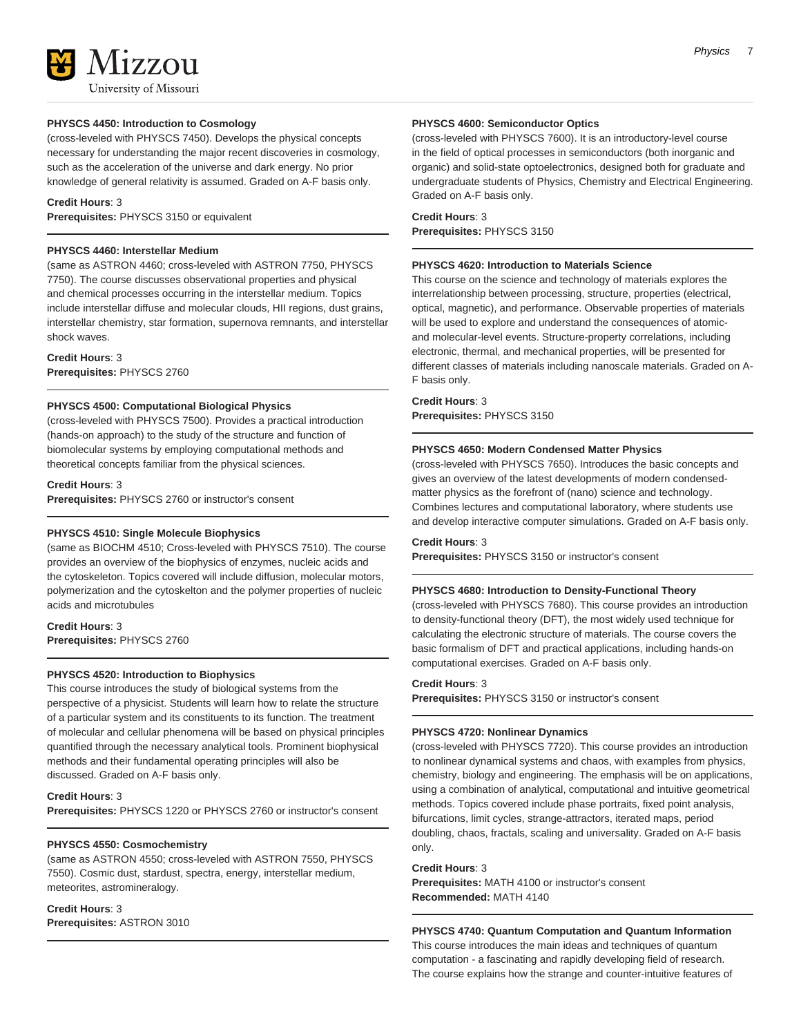**PHYSCS 4450: Introduction to Cosmology**

(cross-leveled with PHYSCS 7450). Develops the physical concepts necessary for understanding the major recent discoveries in cosmology, such as the acceleration of the universe and dark energy. No prior knowledge of general relativity is assumed. Graded on A-F basis only.

**Credit Hours**: 3
**Prerequisites:** PHYSCS 3150 or equivalent

---

**PHYSCS 4460: Interstellar Medium**

(same as ASTRON 4460; cross-leveled with ASTRON 7750, PHYSCS 7750). The course discusses observational properties and physical and chemical processes occurring in the interstellar medium. Topics include interstellar diffuse and molecular clouds, HII regions, dust grains, interstellar chemistry, star formation, supernova remnants, and interstellar shock waves.

**Credit Hours**: 3
**Prerequisites:** PHYSCS 2760

---

**PHYSCS 4500: Computational Biological Physics**

(cross-leveled with PHYSCS 7500). Provides a practical introduction (hands-on approach) to the study of the structure and function of biomolecular systems by employing computational methods and theoretical concepts familiar from the physical sciences.

**Credit Hours**: 3
**Prerequisites:** PHYSCS 2760 or instructor's consent

---

**PHYSCS 4510: Single Molecule Biophysics**

(same as BIOCHM 4510; Cross-leveled with PHYSCS 7510). The course provides an overview of the biophysics of enzymes, nucleic acids and the cytoskeleton. Topics covered will include diffusion, molecular motors, polymerization and the cytoskelton and the polymer properties of nucleic acids and microtubules

**Credit Hours**: 3
**Prerequisites:** PHYSCS 2760

---

**PHYSCS 4520: Introduction to Biophysics**

This course introduces the study of biological systems from the perspective of a physicist. Students will learn how to relate the structure of a particular system and its constituents to its function. The treatment of molecular and cellular phenomena will be based on physical principles quantified through the necessary analytical tools. Prominent biophysical methods and their fundamental operating principles will also be discussed. Graded on A-F basis only.

**Credit Hours**: 3
**Prerequisites:** PHYSCS 1220 or PHYSCS 2760 or instructor's consent

---

**PHYSCS 4550: Cosmochemistry**

(same as ASTRON 4550; cross-leveled with ASTRON 7550, PHYSCS 7550). Cosmic dust, stardust, spectra, energy, interstellar medium, meteorites, astromineralogy.

**Credit Hours**: 3
**Prerequisites:** ASTRON 3010

---

**PHYSCS 4600: Semiconductor Optics**

(cross-leveled with PHYSCS 7600). It is an introductory-level course in the field of optical processes in semiconductors (both inorganic and organic) and solid-state optoelectronics, designed both for graduate and undergraduate students of Physics, Chemistry and Electrical Engineering. Graded on A-F basis only.

**Credit Hours**: 3
**Prerequisites:** PHYSCS 3150

---

**PHYSCS 4620: Introduction to Materials Science**

This course on the science and technology of materials explores the interrelationship between processing, structure, properties (electrical, optical, magnetic), and performance. Observable properties of materials will be used to explore and understand the consequences of atomic- and molecular-level events. Structure-property correlations, including electronic, thermal, and mechanical properties, will be presented for different classes of materials including nanoscale materials. Graded on A-F basis only.

**Credit Hours**: 3
**Prerequisites:** PHYSCS 3150

---

**PHYSCS 4650: Modern Condensed Matter Physics**

(cross-leveled with PHYSCS 7650). Introduces the basic concepts and gives an overview of the latest developments of modern condensed-matter physics as the forefront of (nano) science and technology. Combines lectures and computational laboratory, where students use and develop interactive computer simulations. Graded on A-F basis only.

**Credit Hours**: 3
**Prerequisites:** PHYSCS 3150 or instructor's consent

---

**PHYSCS 4680: Introduction to Density-Functional Theory**

(cross-leveled with PHYSCS 7680). This course provides an introduction to density-functional theory (DFT), the most widely used technique for calculating the electronic structure of materials. The course covers the basic formalism of DFT and practical applications, including hands-on computational exercises. Graded on A-F basis only.

**Credit Hours**: 3
**Prerequisites:** PHYSCS 3150 or instructor's consent

---

**PHYSCS 4720: Nonlinear Dynamics**

(cross-leveled with PHYSCS 7720). This course provides an introduction to nonlinear dynamical systems and chaos, with examples from physics, chemistry, biology and engineering. The emphasis will be on applications, using a combination of analytical, computational and intuitive geometrical methods. Topics covered include phase portraits, fixed point analysis, bifurcations, limit cycles, strange-attractors, iterated maps, period doubling, chaos, fractals, scaling and universality. Graded on A-F basis only.

**Credit Hours**: 3
**Prerequisites:** MATH 4100 or instructor's consent
**Recommended:** MATH 4140

---

**PHYSCS 4740: Quantum Computation and Quantum Information**

This course introduces the main ideas and techniques of quantum computation - a fascinating and rapidly developing field of research. The course explains how the strange and counter-intuitive features of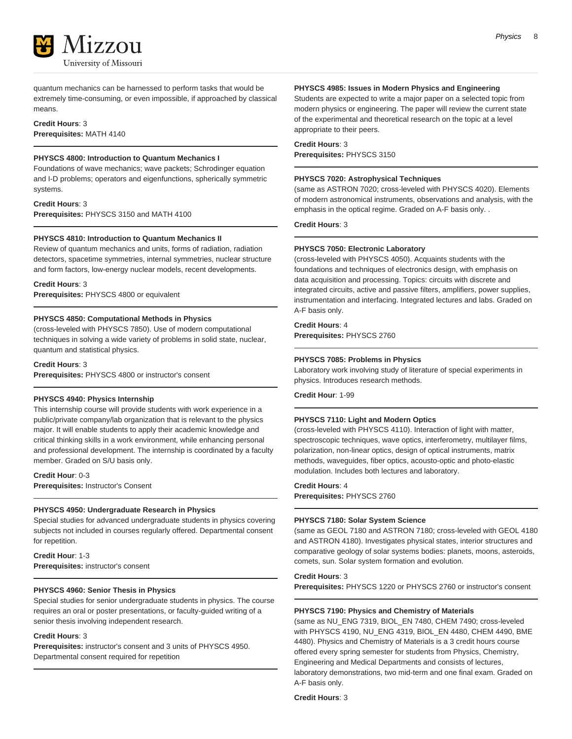quantum mechanics can be harnessed to perform tasks that would be extremely time-consuming, or even impossible, if approached by classical means.

**Credit Hours**: 3
**Prerequisites:** MATH 4140

---

**PHYSCS 4800: Introduction to Quantum Mechanics I**

Foundations of wave mechanics; wave packets; Schrodinger equation and I-D problems; operators and eigenfunctions, spherically symmetric systems.

**Credit Hours**: 3
**Prerequisites:** PHYSCS 3150 and MATH 4100

---

**PHYSCS 4810: Introduction to Quantum Mechanics II**

Review of quantum mechanics and units, forms of radiation, radiation detectors, spacetime symmetries, internal symmetries, nuclear structure and form factors, low-energy nuclear models, recent developments.

**Credit Hours**: 3
**Prerequisites:** PHYSCS 4800 or equivalent

---

**PHYSCS 4850: Computational Methods in Physics**

(cross-leveled with PHYSCS 7850). Use of modern computational techniques in solving a wide variety of problems in solid state, nuclear, quantum and statistical physics.

**Credit Hours**: 3
**Prerequisites:** PHYSCS 4800 or instructor's consent

---

**PHYSCS 4940: Physics Internship**

This internship course will provide students with work experience in a public/private company/lab organization that is relevant to the physics major. It will enable students to apply their academic knowledge and critical thinking skills in a work environment, while enhancing personal and professional development. The internship is coordinated by a faculty member. Graded on S/U basis only.

**Credit Hour**: 0-3
**Prerequisites:** Instructor's Consent

---

**PHYSCS 4950: Undergraduate Research in Physics**

Special studies for advanced undergraduate students in physics covering subjects not included in courses regularly offered. Departmental consent for repetition.

**Credit Hour**: 1-3
**Prerequisites:** instructor's consent

---

**PHYSCS 4960: Senior Thesis in Physics**

Special studies for senior undergraduate students in physics. The course requires an oral or poster presentations, or faculty-guided writing of a senior thesis involving independent research.

**Credit Hours**: 3
**Prerequisites:** instructor's consent and 3 units of PHYSCS 4950. Departmental consent required for repetition

---

**PHYSCS 4985: Issues in Modern Physics and Engineering**

Students are expected to write a major paper on a selected topic from modern physics or engineering. The paper will review the current state of the experimental and theoretical research on the topic at a level appropriate to their peers.

**Credit Hours**: 3
**Prerequisites:** PHYSCS 3150

---

**PHYSCS 7020: Astrophysical Techniques**

(same as ASTRON 7020; cross-leveled with PHYSCS 4020). Elements of modern astronomical instruments, observations and analysis, with the emphasis in the optical regime. Graded on A-F basis only. .

**Credit Hours**: 3

---

**PHYSCS 7050: Electronic Laboratory**

(cross-leveled with PHYSCS 4050). Acquaints students with the foundations and techniques of electronics design, with emphasis on data acquisition and processing. Topics: circuits with discrete and integrated circuits, active and passive filters, amplifiers, power supplies, instrumentation and interfacing. Integrated lectures and labs. Graded on A-F basis only.

**Credit Hours**: 4
**Prerequisites:** PHYSCS 2760

---

**PHYSCS 7085: Problems in Physics**

Laboratory work involving study of literature of special experiments in physics. Introduces research methods.

**Credit Hour**: 1-99

---

**PHYSCS 7110: Light and Modern Optics**

(cross-leveled with PHYSCS 4110). Interaction of light with matter, spectroscopic techniques, wave optics, interferometry, multilayer films, polarization, non-linear optics, design of optical instruments, matrix methods, waveguides, fiber optics, acousto-optic and photo-elastic modulation. Includes both lectures and laboratory.

**Credit Hours**: 4
**Prerequisites:** PHYSCS 2760

---

**PHYSCS 7180: Solar System Science**

(same as GEOL 7180 and ASTRON 7180; cross-leveled with GEOL 4180 and ASTRON 4180). Investigates physical states, interior structures and comparative geology of solar systems bodies: planets, moons, asteroids, comets, sun. Solar system formation and evolution.

**Credit Hours**: 3
**Prerequisites:** PHYSCS 1220 or PHYSCS 2760 or instructor's consent

---

**PHYSCS 7190: Physics and Chemistry of Materials**

(same as NU_ENG 7319, BIOL_EN 7480, CHEM 7490; cross-leveled with PHYSCS 4190, NU_ENG 4319, BIOL_EN 4480, CHEM 4490, BME 4480). Physics and Chemistry of Materials is a 3 credit hours course offered every spring semester for students from Physics, Chemistry, Engineering and Medical Departments and consists of lectures, laboratory demonstrations, two mid-term and one final exam. Graded on A-F basis only.

**Credit Hours**: 3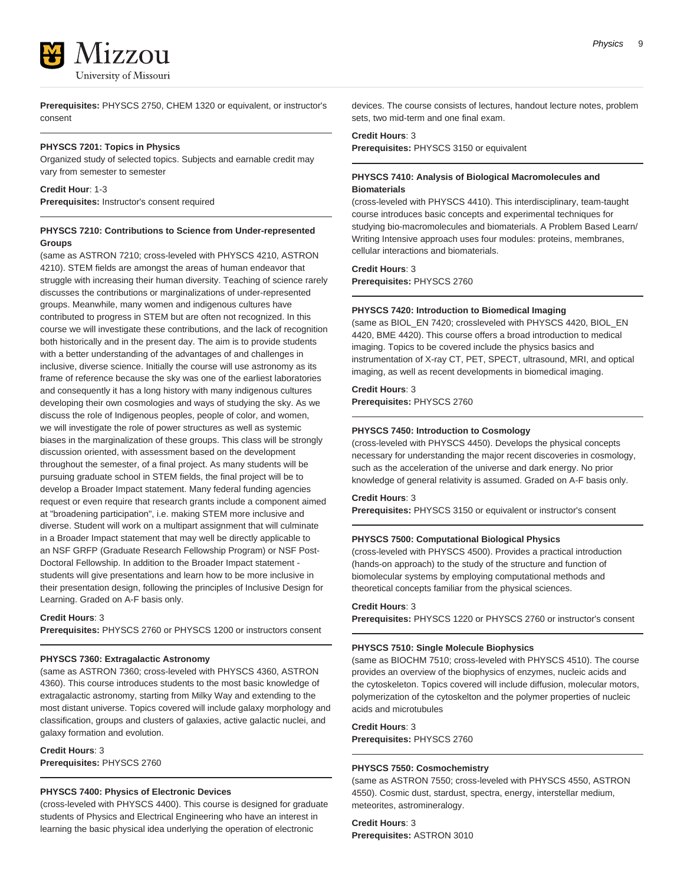**Prerequisites:** PHYSCS 2750, CHEM 1320 or equivalent, or instructor's consent

---

### PHYSCS 7201: Topics in Physics

Organized study of selected topics. Subjects and earnable credit may vary from semester to semester

**Credit Hour**: 1-3
**Prerequisites:** Instructor's consent required

---

### PHYSCS 7210: Contributions to Science from Under-represented Groups

(same as ASTRON 7210; cross-leveled with PHYSCS 4210, ASTRON 4210). STEM fields are amongst the areas of human endeavor that struggle with increasing their human diversity. Teaching of science rarely discusses the contributions or marginalizations of under-represented groups. Meanwhile, many women and indigenous cultures have contributed to progress in STEM but are often not recognized. In this course we will investigate these contributions, and the lack of recognition both historically and in the present day. The aim is to provide students with a better understanding of the advantages of and challenges in inclusive, diverse science. Initially the course will use astronomy as its frame of reference because the sky was one of the earliest laboratories and consequently it has a long history with many indigenous cultures developing their own cosmologies and ways of studying the sky. As we discuss the role of Indigenous peoples, people of color, and women, we will investigate the role of power structures as well as systemic biases in the marginalization of these groups. This class will be strongly discussion oriented, with assessment based on the development throughout the semester, of a final project. As many students will be pursuing graduate school in STEM fields, the final project will be to develop a Broader Impact statement. Many federal funding agencies request or even require that research grants include a component aimed at "broadening participation", i.e. making STEM more inclusive and diverse. Student will work on a multipart assignment that will culminate in a Broader Impact statement that may well be directly applicable to an NSF GRFP (Graduate Research Fellowship Program) or NSF Post-Doctoral Fellowship. In addition to the Broader Impact statement - students will give presentations and learn how to be more inclusive in their presentation design, following the principles of Inclusive Design for Learning. Graded on A-F basis only.

**Credit Hours**: 3
**Prerequisites:** PHYSCS 2760 or PHYSCS 1200 or instructors consent

---

### PHYSCS 7360: Extragalactic Astronomy

(same as ASTRON 7360; cross-leveled with PHYSCS 4360, ASTRON 4360). This course introduces students to the most basic knowledge of extragalactic astronomy, starting from Milky Way and extending to the most distant universe. Topics covered will include galaxy morphology and classification, groups and clusters of galaxies, active galactic nuclei, and galaxy formation and evolution.

**Credit Hours**: 3
**Prerequisites:** PHYSCS 2760

---

### PHYSCS 7400: Physics of Electronic Devices

(cross-leveled with PHYSCS 4400). This course is designed for graduate students of Physics and Electrical Engineering who have an interest in learning the basic physical idea underlying the operation of electronic devices. The course consists of lectures, handout lecture notes, problem sets, two mid-term and one final exam.

**Credit Hours**: 3
**Prerequisites:** PHYSCS 3150 or equivalent

---

### PHYSCS 7410: Analysis of Biological Macromolecules and Biomaterials

(cross-leveled with PHYSCS 4410). This interdisciplinary, team-taught course introduces basic concepts and experimental techniques for studying bio-macromolecules and biomaterials. A Problem Based Learn/Writing Intensive approach uses four modules: proteins, membranes, cellular interactions and biomaterials.

**Credit Hours**: 3
**Prerequisites:** PHYSCS 2760

---

### PHYSCS 7420: Introduction to Biomedical Imaging

(same as BIOL_EN 7420; crossleveled with PHYSCS 4420, BIOL_EN 4420, BME 4420). This course offers a broad introduction to medical imaging. Topics to be covered include the physics basics and instrumentation of X-ray CT, PET, SPECT, ultrasound, MRI, and optical imaging, as well as recent developments in biomedical imaging.

**Credit Hours**: 3
**Prerequisites:** PHYSCS 2760

---

### PHYSCS 7450: Introduction to Cosmology

(cross-leveled with PHYSCS 4450). Develops the physical concepts necessary for understanding the major recent discoveries in cosmology, such as the acceleration of the universe and dark energy. No prior knowledge of general relativity is assumed. Graded on A-F basis only.

**Credit Hours**: 3
**Prerequisites:** PHYSCS 3150 or equivalent or instructor's consent

---

### PHYSCS 7500: Computational Biological Physics

(cross-leveled with PHYSCS 4500). Provides a practical introduction (hands-on approach) to the study of the structure and function of biomolecular systems by employing computational methods and theoretical concepts familiar from the physical sciences.

**Credit Hours**: 3
**Prerequisites:** PHYSCS 1220 or PHYSCS 2760 or instructor's consent

---

### PHYSCS 7510: Single Molecule Biophysics

(same as BIOCHM 7510; cross-leveled with PHYSCS 4510). The course provides an overview of the biophysics of enzymes, nucleic acids and the cytoskeleton. Topics covered will include diffusion, molecular motors, polymerization of the cytoskelton and the polymer properties of nucleic acids and microtubules

**Credit Hours**: 3
**Prerequisites:** PHYSCS 2760

---

### PHYSCS 7550: Cosmochemistry

(same as ASTRON 7550; cross-leveled with PHYSCS 4550, ASTRON 4550). Cosmic dust, stardust, spectra, energy, interstellar medium, meteorites, astromineralogy.

**Credit Hours**: 3
**Prerequisites:** ASTRON 3010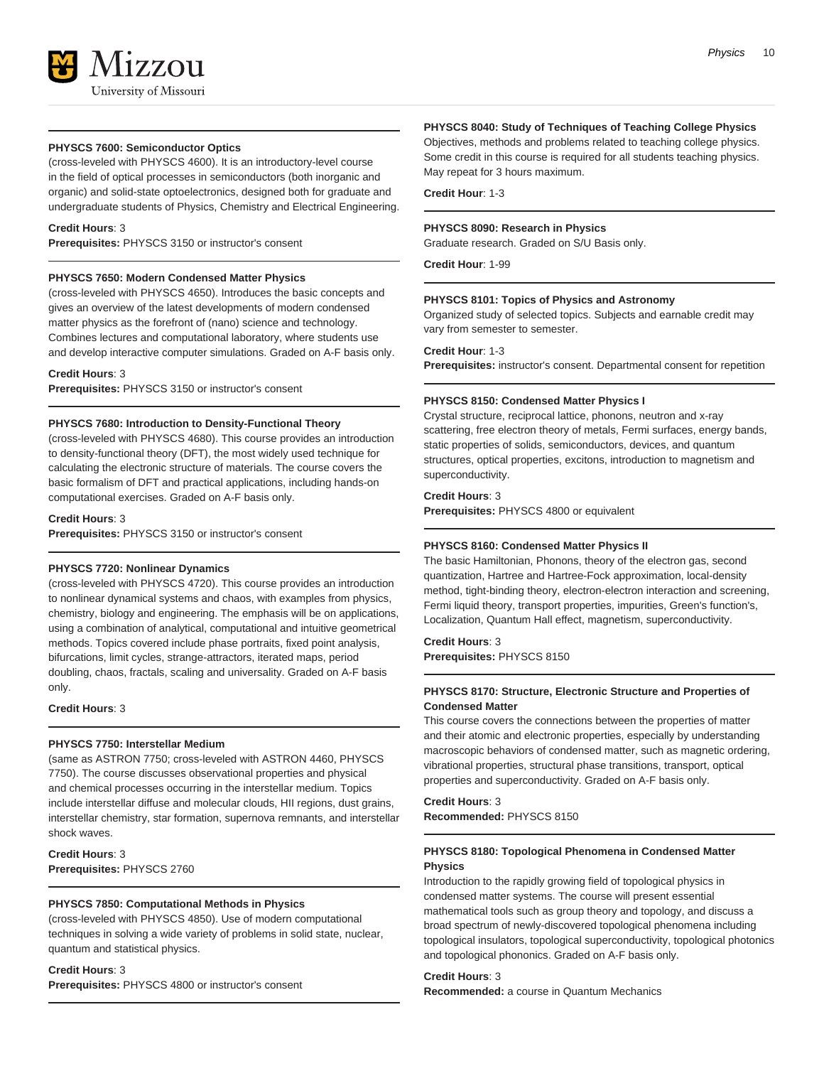#### PHYSCS 7600: Semiconductor Optics

(cross-leveled with PHYSCS 4600). It is an introductory-level course in the field of optical processes in semiconductors (both inorganic and organic) and solid-state optoelectronics, designed both for graduate and undergraduate students of Physics, Chemistry and Electrical Engineering.

**Credit Hours**: 3
**Prerequisites:** PHYSCS 3150 or instructor's consent

#### PHYSCS 7650: Modern Condensed Matter Physics

(cross-leveled with PHYSCS 4650). Introduces the basic concepts and gives an overview of the latest developments of modern condensed matter physics as the forefront of (nano) science and technology. Combines lectures and computational laboratory, where students use and develop interactive computer simulations. Graded on A-F basis only.

**Credit Hours**: 3
**Prerequisites:** PHYSCS 3150 or instructor's consent

#### PHYSCS 7680: Introduction to Density-Functional Theory

(cross-leveled with PHYSCS 4680). This course provides an introduction to density-functional theory (DFT), the most widely used technique for calculating the electronic structure of materials. The course covers the basic formalism of DFT and practical applications, including hands-on computational exercises. Graded on A-F basis only.

**Credit Hours**: 3
**Prerequisites:** PHYSCS 3150 or instructor's consent

#### PHYSCS 7720: Nonlinear Dynamics

(cross-leveled with PHYSCS 4720). This course provides an introduction to nonlinear dynamical systems and chaos, with examples from physics, chemistry, biology and engineering. The emphasis will be on applications, using a combination of analytical, computational and intuitive geometrical methods. Topics covered include phase portraits, fixed point analysis, bifurcations, limit cycles, strange-attractors, iterated maps, period doubling, chaos, fractals, scaling and universality. Graded on A-F basis only.

**Credit Hours**: 3

#### PHYSCS 7750: Interstellar Medium

(same as ASTRON 7750; cross-leveled with ASTRON 4460, PHYSCS 7750). The course discusses observational properties and physical and chemical processes occurring in the interstellar medium. Topics include interstellar diffuse and molecular clouds, HII regions, dust grains, interstellar chemistry, star formation, supernova remnants, and interstellar shock waves.

**Credit Hours**: 3
**Prerequisites:** PHYSCS 2760

#### PHYSCS 7850: Computational Methods in Physics

(cross-leveled with PHYSCS 4850). Use of modern computational techniques in solving a wide variety of problems in solid state, nuclear, quantum and statistical physics.

**Credit Hours**: 3
**Prerequisites:** PHYSCS 4800 or instructor's consent

#### PHYSCS 8040: Study of Techniques of Teaching College Physics

Objectives, methods and problems related to teaching college physics. Some credit in this course is required for all students teaching physics. May repeat for 3 hours maximum.

**Credit Hour**: 1-3

#### PHYSCS 8090: Research in Physics

Graduate research. Graded on S/U Basis only.

**Credit Hour**: 1-99

#### PHYSCS 8101: Topics of Physics and Astronomy

Organized study of selected topics. Subjects and earnable credit may vary from semester to semester.

**Credit Hour**: 1-3
**Prerequisites:** instructor's consent. Departmental consent for repetition

#### PHYSCS 8150: Condensed Matter Physics I

Crystal structure, reciprocal lattice, phonons, neutron and x-ray scattering, free electron theory of metals, Fermi surfaces, energy bands, static properties of solids, semiconductors, devices, and quantum structures, optical properties, excitons, introduction to magnetism and superconductivity.

**Credit Hours**: 3
**Prerequisites:** PHYSCS 4800 or equivalent

#### PHYSCS 8160: Condensed Matter Physics II

The basic Hamiltonian, Phonons, theory of the electron gas, second quantization, Hartree and Hartree-Fock approximation, local-density method, tight-binding theory, electron-electron interaction and screening, Fermi liquid theory, transport properties, impurities, Green's function's, Localization, Quantum Hall effect, magnetism, superconductivity.

**Credit Hours**: 3
**Prerequisites:** PHYSCS 8150

#### PHYSCS 8170: Structure, Electronic Structure and Properties of Condensed Matter

This course covers the connections between the properties of matter and their atomic and electronic properties, especially by understanding macroscopic behaviors of condensed matter, such as magnetic ordering, vibrational properties, structural phase transitions, transport, optical properties and superconductivity. Graded on A-F basis only.

**Credit Hours**: 3
**Recommended:** PHYSCS 8150

#### PHYSCS 8180: Topological Phenomena in Condensed Matter Physics

Introduction to the rapidly growing field of topological physics in condensed matter systems. The course will present essential mathematical tools such as group theory and topology, and discuss a broad spectrum of newly-discovered topological phenomena including topological insulators, topological superconductivity, topological photonics and topological phononics. Graded on A-F basis only.

**Credit Hours**: 3
**Recommended:** a course in Quantum Mechanics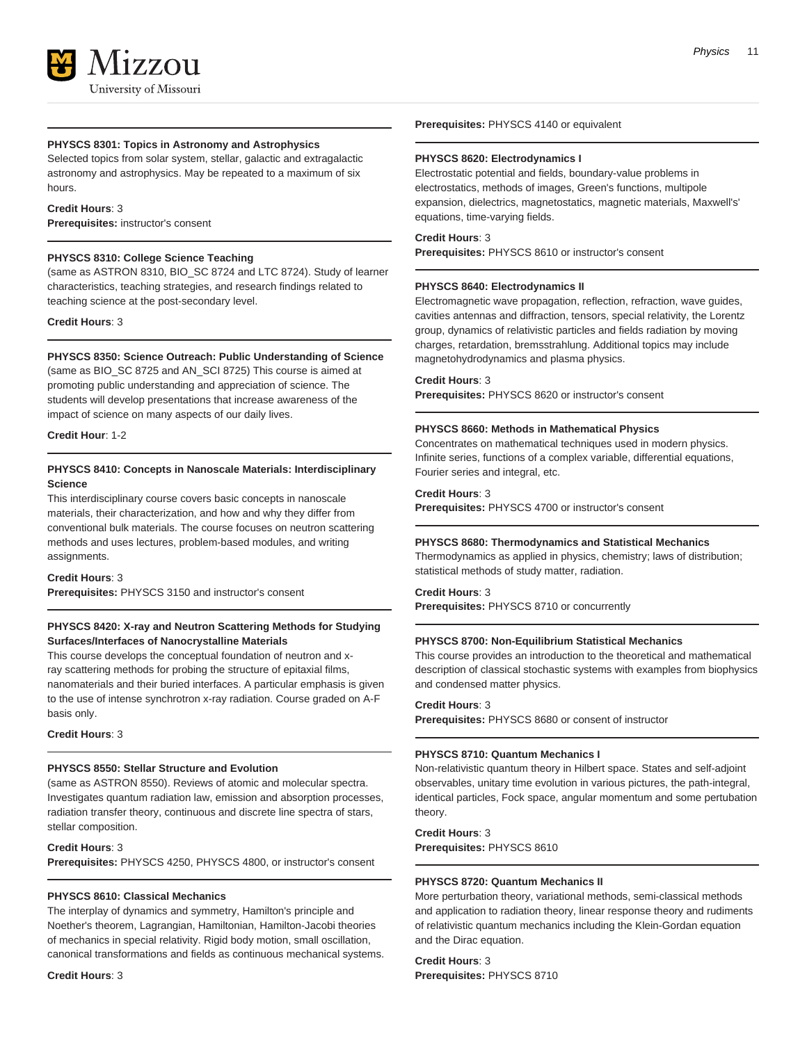**PHYSCS 8301: Topics in Astronomy and Astrophysics**

Selected topics from solar system, stellar, galactic and extragalactic astronomy and astrophysics. May be repeated to a maximum of six hours.

**Credit Hours**: 3
**Prerequisites:** instructor's consent

**PHYSCS 8310: College Science Teaching**

(same as ASTRON 8310, BIO_SC 8724 and LTC 8724). Study of learner characteristics, teaching strategies, and research findings related to teaching science at the post-secondary level.

**Credit Hours**: 3

**PHYSCS 8350: Science Outreach: Public Understanding of Science**

(same as BIO_SC 8725 and AN_SCI 8725) This course is aimed at promoting public understanding and appreciation of science. The students will develop presentations that increase awareness of the impact of science on many aspects of our daily lives.

**Credit Hour**: 1-2

**PHYSCS 8410: Concepts in Nanoscale Materials: Interdisciplinary Science**

This interdisciplinary course covers basic concepts in nanoscale materials, their characterization, and how and why they differ from conventional bulk materials. The course focuses on neutron scattering methods and uses lectures, problem-based modules, and writing assignments.

**Credit Hours**: 3
**Prerequisites:** PHYSCS 3150 and instructor's consent

**PHYSCS 8420: X-ray and Neutron Scattering Methods for Studying Surfaces/Interfaces of Nanocrystalline Materials**

This course develops the conceptual foundation of neutron and x-ray scattering methods for probing the structure of epitaxial films, nanomaterials and their buried interfaces. A particular emphasis is given to the use of intense synchrotron x-ray radiation. Course graded on A-F basis only.

**Credit Hours**: 3

**PHYSCS 8550: Stellar Structure and Evolution**

(same as ASTRON 8550). Reviews of atomic and molecular spectra. Investigates quantum radiation law, emission and absorption processes, radiation transfer theory, continuous and discrete line spectra of stars, stellar composition.

**Credit Hours**: 3
**Prerequisites:** PHYSCS 4250, PHYSCS 4800, or instructor's consent

**PHYSCS 8610: Classical Mechanics**

The interplay of dynamics and symmetry, Hamilton's principle and Noether's theorem, Lagrangian, Hamiltonian, Hamilton-Jacobi theories of mechanics in special relativity. Rigid body motion, small oscillation, canonical transformations and fields as continuous mechanical systems.

**Credit Hours**: 3
**Prerequisites:** PHYSCS 4140 or equivalent

**PHYSCS 8620: Electrodynamics I**

Electrostatic potential and fields, boundary-value problems in electrostatics, methods of images, Green's functions, multipole expansion, dielectrics, magnetostatics, magnetic materials, Maxwell's' equations, time-varying fields.

**Credit Hours**: 3
**Prerequisites:** PHYSCS 8610 or instructor's consent

**PHYSCS 8640: Electrodynamics II**

Electromagnetic wave propagation, reflection, refraction, wave guides, cavities antennas and diffraction, tensors, special relativity, the Lorentz group, dynamics of relativistic particles and fields radiation by moving charges, retardation, bremsstrahlung. Additional topics may include magnetohydrodynamics and plasma physics.

**Credit Hours**: 3
**Prerequisites:** PHYSCS 8620 or instructor's consent

**PHYSCS 8660: Methods in Mathematical Physics**

Concentrates on mathematical techniques used in modern physics. Infinite series, functions of a complex variable, differential equations, Fourier series and integral, etc.

**Credit Hours**: 3
**Prerequisites:** PHYSCS 4700 or instructor's consent

**PHYSCS 8680: Thermodynamics and Statistical Mechanics**

Thermodynamics as applied in physics, chemistry; laws of distribution; statistical methods of study matter, radiation.

**Credit Hours**: 3
**Prerequisites:** PHYSCS 8710 or concurrently

**PHYSCS 8700: Non-Equilibrium Statistical Mechanics**

This course provides an introduction to the theoretical and mathematical description of classical stochastic systems with examples from biophysics and condensed matter physics.

**Credit Hours**: 3
**Prerequisites:** PHYSCS 8680 or consent of instructor

**PHYSCS 8710: Quantum Mechanics I**

Non-relativistic quantum theory in Hilbert space. States and self-adjoint observables, unitary time evolution in various pictures, the path-integral, identical particles, Fock space, angular momentum and some pertubation theory.

**Credit Hours**: 3
**Prerequisites:** PHYSCS 8610

**PHYSCS 8720: Quantum Mechanics II**

More perturbation theory, variational methods, semi-classical methods and application to radiation theory, linear response theory and rudiments of relativistic quantum mechanics including the Klein-Gordan equation and the Dirac equation.

**Credit Hours**: 3
**Prerequisites:** PHYSCS 8710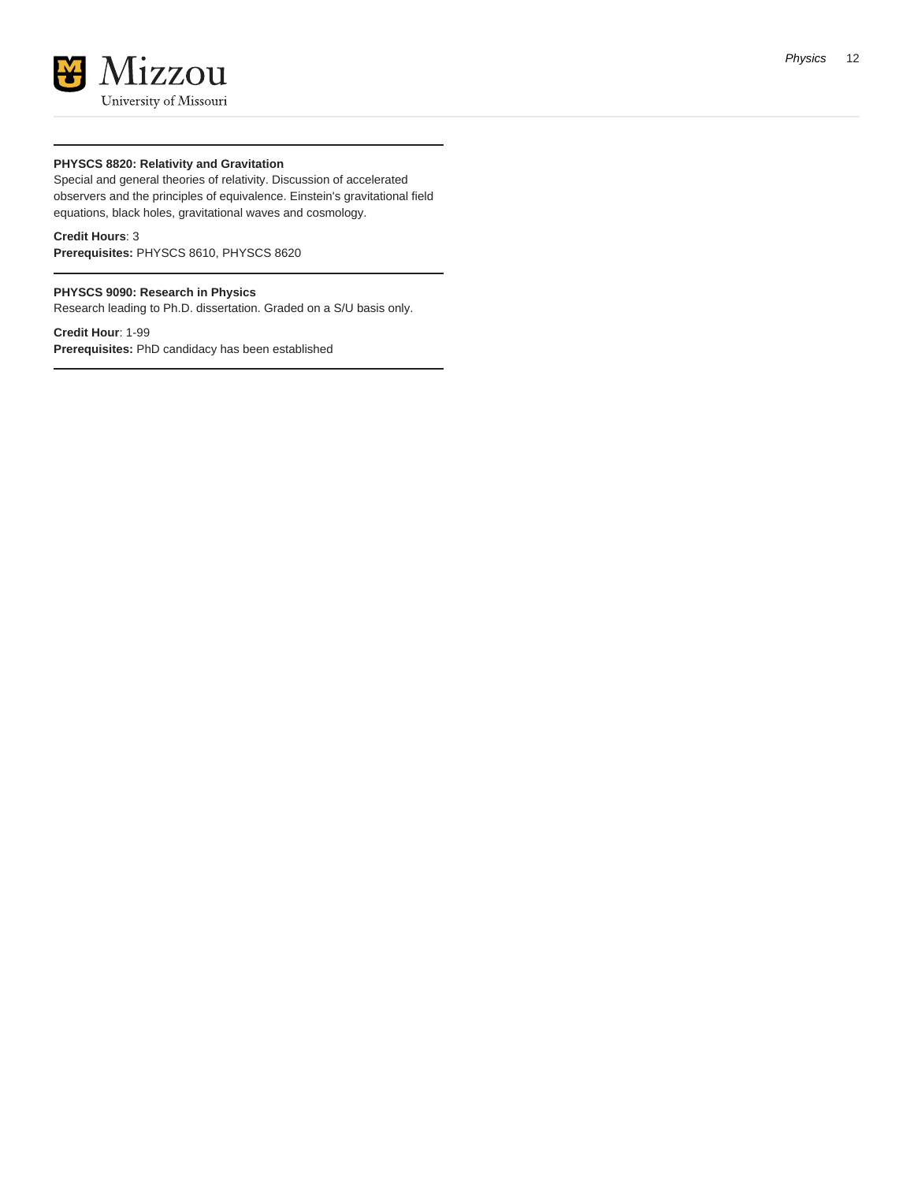**PHYSCS 8820: Relativity and Gravitation**
Special and general theories of relativity. Discussion of accelerated observers and the principles of equivalence. Einstein's gravitational field equations, black holes, gravitational waves and cosmology.

**Credit Hours**: 3
**Prerequisites:** PHYSCS 8610, PHYSCS 8620

**PHYSCS 9090: Research in Physics**
Research leading to Ph.D. dissertation. Graded on a S/U basis only.

**Credit Hour**: 1-99
**Prerequisites:** PhD candidacy has been established